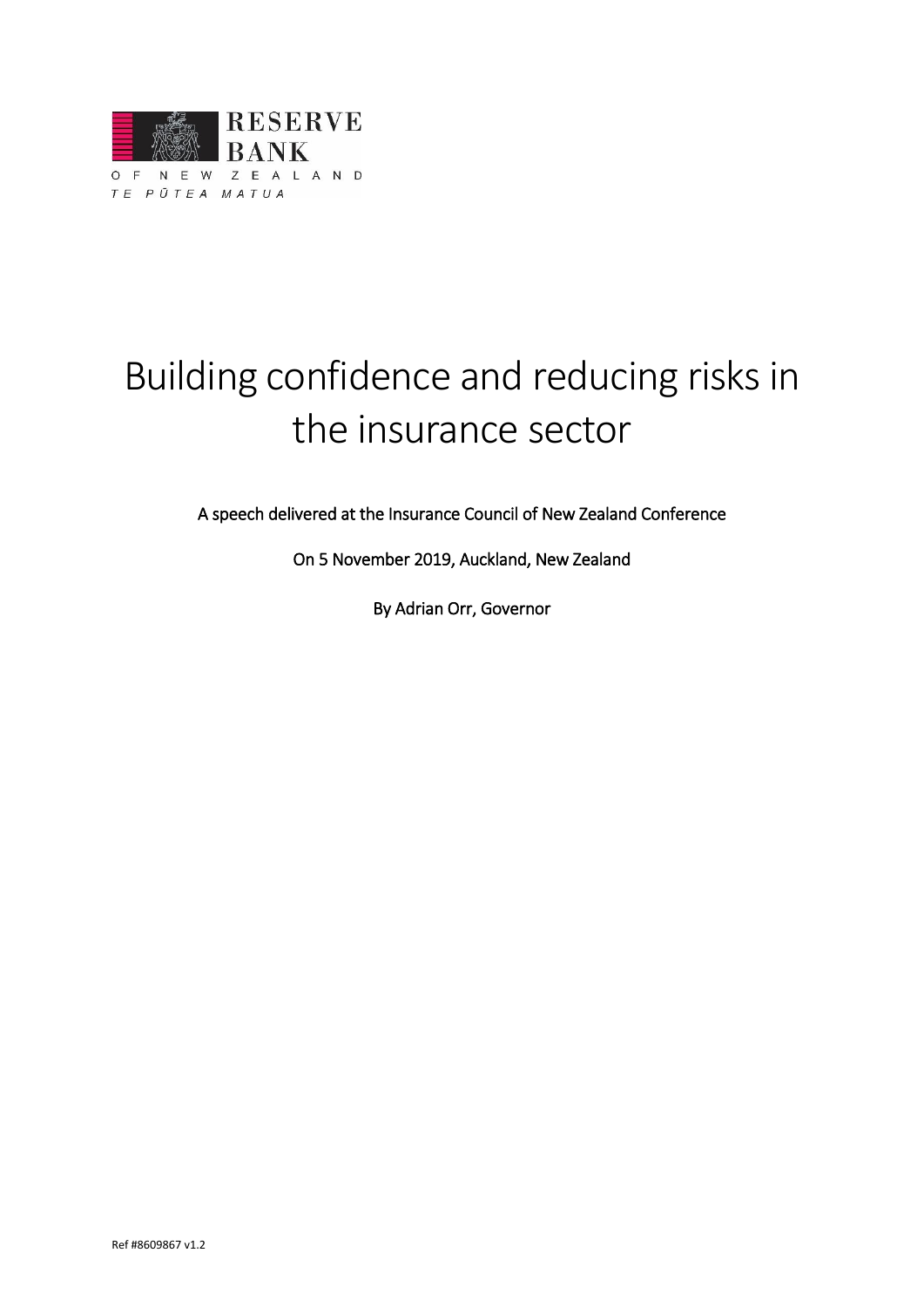RESERVE BANK

OF NEW ZEALAND

TE PŪTEA MATUA

# Building confidence and reducing risks in the insurance sector

A speech delivered at the Insurance Council of New Zealand Conference

On 5 November 2019, Auckland, New Zealand

By Adrian Orr, Governor

Ref #8609867 v1.2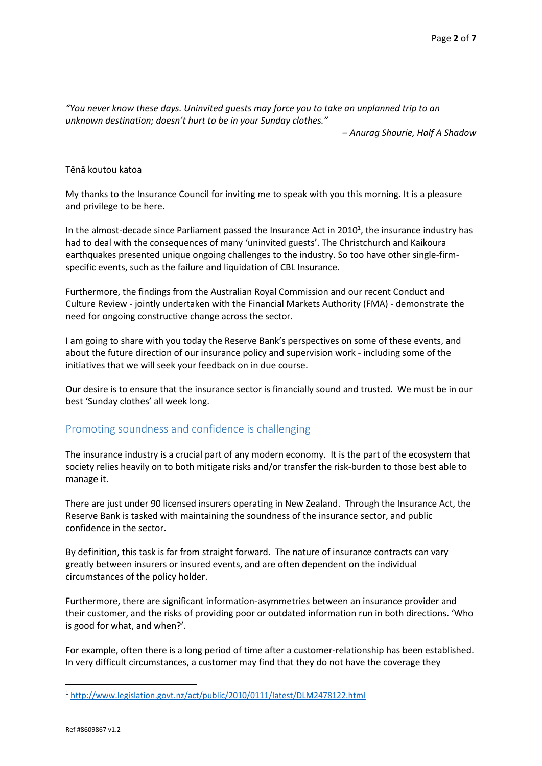*"You never know these days. Uninvited guests may force you to take an unplanned trip to an unknown destination; doesn't hurt to be in your Sunday clothes."*

*– Anurag Shourie, Half A Shadow*

Tēnā koutou katoa

My thanks to the Insurance Council for inviting me to speak with you this morning. It is a pleasure and privilege to be here.

In the almost-decade since Parliament passed the Insurance Act in 2010[1], the insurance industry has had to deal with the consequences of many 'uninvited guests'. The Christchurch and Kaikoura earthquakes presented unique ongoing challenges to the industry. So too have other single-firm-specific events, such as the failure and liquidation of CBL Insurance.

Furthermore, the findings from the Australian Royal Commission and our recent Conduct and Culture Review - jointly undertaken with the Financial Markets Authority (FMA) - demonstrate the need for ongoing constructive change across the sector.

I am going to share with you today the Reserve Bank's perspectives on some of these events, and about the future direction of our insurance policy and supervision work - including some of the initiatives that we will seek your feedback on in due course.

Our desire is to ensure that the insurance sector is financially sound and trusted. We must be in our best 'Sunday clothes' all week long.

## Promoting soundness and confidence is challenging

The insurance industry is a crucial part of any modern economy. It is the part of the ecosystem that society relies heavily on to both mitigate risks and/or transfer the risk-burden to those best able to manage it.

There are just under 90 licensed insurers operating in New Zealand. Through the Insurance Act, the Reserve Bank is tasked with maintaining the soundness of the insurance sector, and public confidence in the sector.

By definition, this task is far from straight forward. The nature of insurance contracts can vary greatly between insurers or insured events, and are often dependent on the individual circumstances of the policy holder.

Furthermore, there are significant information-asymmetries between an insurance provider and their customer, and the risks of providing poor or outdated information run in both directions. 'Who is good for what, and when?'.

For example, often there is a long period of time after a customer-relationship has been established. In very difficult circumstances, a customer may find that they do not have the coverage they

[1] http://www.legislation.govt.nz/act/public/2010/0111/latest/DLM2478122.html

Ref #8609867 v1.2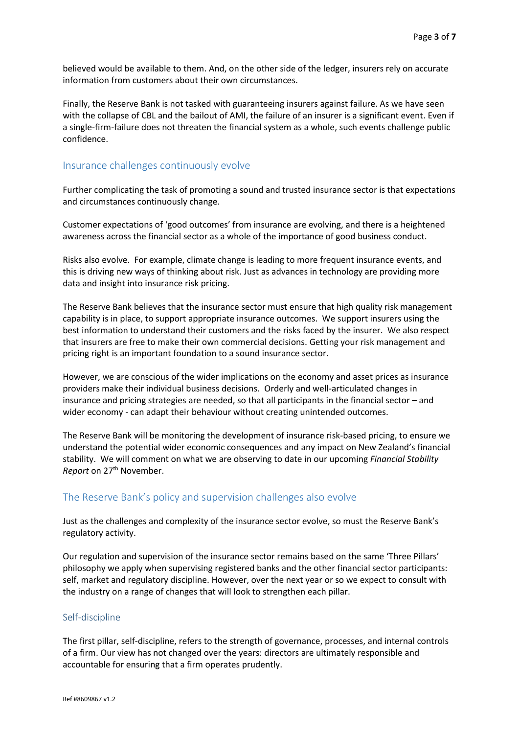believed would be available to them. And, on the other side of the ledger, insurers rely on accurate information from customers about their own circumstances.

Finally, the Reserve Bank is not tasked with guaranteeing insurers against failure. As we have seen with the collapse of CBL and the bailout of AMI, the failure of an insurer is a significant event. Even if a single-firm-failure does not threaten the financial system as a whole, such events challenge public confidence.

## Insurance challenges continuously evolve

Further complicating the task of promoting a sound and trusted insurance sector is that expectations and circumstances continuously change.

Customer expectations of 'good outcomes' from insurance are evolving, and there is a heightened awareness across the financial sector as a whole of the importance of good business conduct.

Risks also evolve. For example, climate change is leading to more frequent insurance events, and this is driving new ways of thinking about risk. Just as advances in technology are providing more data and insight into insurance risk pricing.

The Reserve Bank believes that the insurance sector must ensure that high quality risk management capability is in place, to support appropriate insurance outcomes. We support insurers using the best information to understand their customers and the risks faced by the insurer. We also respect that insurers are free to make their own commercial decisions. Getting your risk management and pricing right is an important foundation to a sound insurance sector.

However, we are conscious of the wider implications on the economy and asset prices as insurance providers make their individual business decisions. Orderly and well-articulated changes in insurance and pricing strategies are needed, so that all participants in the financial sector – and wider economy - can adapt their behaviour without creating unintended outcomes.

The Reserve Bank will be monitoring the development of insurance risk-based pricing, to ensure we understand the potential wider economic consequences and any impact on New Zealand's financial stability. We will comment on what we are observing to date in our upcoming *Financial Stability Report* on 27th November.

## The Reserve Bank's policy and supervision challenges also evolve

Just as the challenges and complexity of the insurance sector evolve, so must the Reserve Bank's regulatory activity.

Our regulation and supervision of the insurance sector remains based on the same 'Three Pillars' philosophy we apply when supervising registered banks and the other financial sector participants: self, market and regulatory discipline. However, over the next year or so we expect to consult with the industry on a range of changes that will look to strengthen each pillar.

### Self-discipline

The first pillar, self-discipline, refers to the strength of governance, processes, and internal controls of a firm. Our view has not changed over the years: directors are ultimately responsible and accountable for ensuring that a firm operates prudently.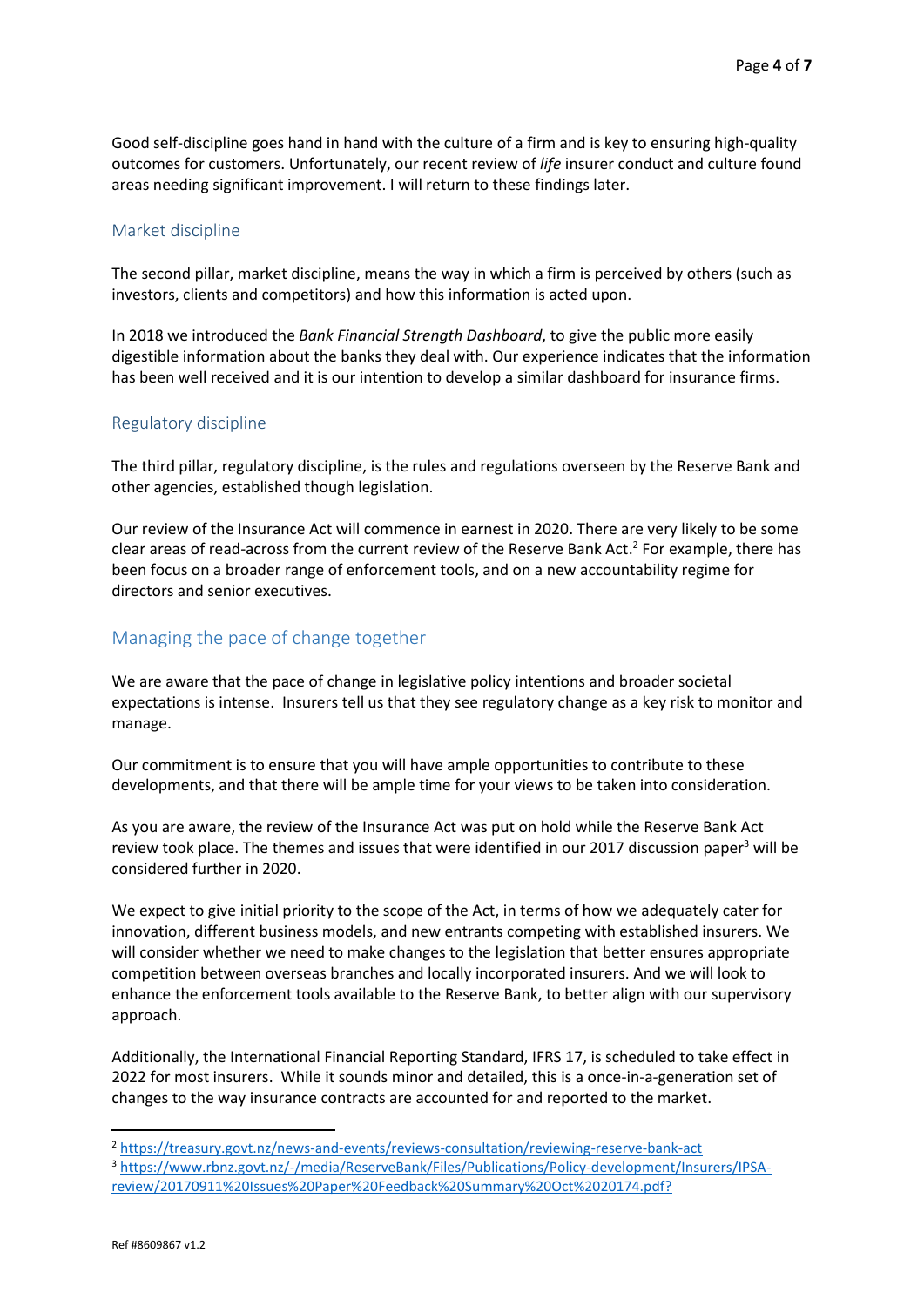Good self-discipline goes hand in hand with the culture of a firm and is key to ensuring high-quality outcomes for customers. Unfortunately, our recent review of *life* insurer conduct and culture found areas needing significant improvement. I will return to these findings later.

### Market discipline

The second pillar, market discipline, means the way in which a firm is perceived by others (such as investors, clients and competitors) and how this information is acted upon.

In 2018 we introduced the *Bank Financial Strength Dashboard*, to give the public more easily digestible information about the banks they deal with. Our experience indicates that the information has been well received and it is our intention to develop a similar dashboard for insurance firms.

### Regulatory discipline

The third pillar, regulatory discipline, is the rules and regulations overseen by the Reserve Bank and other agencies, established though legislation.

Our review of the Insurance Act will commence in earnest in 2020. There are very likely to be some clear areas of read-across from the current review of the Reserve Bank Act.[2] For example, there has been focus on a broader range of enforcement tools, and on a new accountability regime for directors and senior executives.

## Managing the pace of change together

We are aware that the pace of change in legislative policy intentions and broader societal expectations is intense. Insurers tell us that they see regulatory change as a key risk to monitor and manage.

Our commitment is to ensure that you will have ample opportunities to contribute to these developments, and that there will be ample time for your views to be taken into consideration.

As you are aware, the review of the Insurance Act was put on hold while the Reserve Bank Act review took place. The themes and issues that were identified in our 2017 discussion paper[3] will be considered further in 2020.

We expect to give initial priority to the scope of the Act, in terms of how we adequately cater for innovation, different business models, and new entrants competing with established insurers. We will consider whether we need to make changes to the legislation that better ensures appropriate competition between overseas branches and locally incorporated insurers. And we will look to enhance the enforcement tools available to the Reserve Bank, to better align with our supervisory approach.

Additionally, the International Financial Reporting Standard, IFRS 17, is scheduled to take effect in 2022 for most insurers. While it sounds minor and detailed, this is a once-in-a-generation set of changes to the way insurance contracts are accounted for and reported to the market.

---

[2] https://treasury.govt.nz/news-and-events/reviews-consultation/reviewing-reserve-bank-act

[3] https://www.rbnz.govt.nz/-/media/ReserveBank/Files/Publications/Policy-development/Insurers/IPSA-review/20170911%20Issues%20Paper%20Feedback%20Summary%20Oct%2020174.pdf?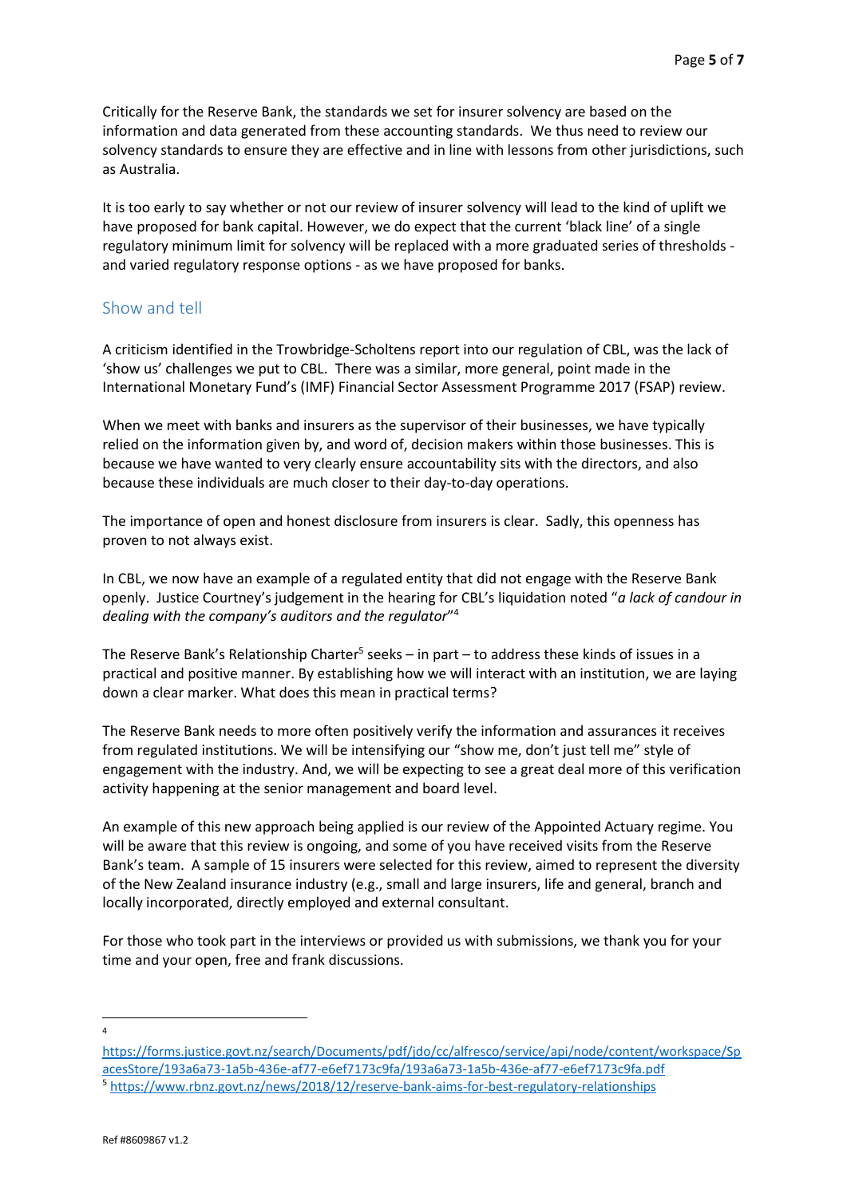Critically for the Reserve Bank, the standards we set for insurer solvency are based on the information and data generated from these accounting standards. We thus need to review our solvency standards to ensure they are effective and in line with lessons from other jurisdictions, such as Australia.

It is too early to say whether or not our review of insurer solvency will lead to the kind of uplift we have proposed for bank capital. However, we do expect that the current 'black line' of a single regulatory minimum limit for solvency will be replaced with a more graduated series of thresholds - and varied regulatory response options - as we have proposed for banks.

## Show and tell

A criticism identified in the Trowbridge-Scholtens report into our regulation of CBL, was the lack of 'show us' challenges we put to CBL. There was a similar, more general, point made in the International Monetary Fund's (IMF) Financial Sector Assessment Programme 2017 (FSAP) review.

When we meet with banks and insurers as the supervisor of their businesses, we have typically relied on the information given by, and word of, decision makers within those businesses. This is because we have wanted to very clearly ensure accountability sits with the directors, and also because these individuals are much closer to their day-to-day operations.

The importance of open and honest disclosure from insurers is clear. Sadly, this openness has proven to not always exist.

In CBL, we now have an example of a regulated entity that did not engage with the Reserve Bank openly. Justice Courtney's judgement in the hearing for CBL's liquidation noted "*a lack of candour in dealing with the company's auditors and the regulator*"[4]

The Reserve Bank's Relationship Charter[5] seeks – in part – to address these kinds of issues in a practical and positive manner. By establishing how we will interact with an institution, we are laying down a clear marker. What does this mean in practical terms?

The Reserve Bank needs to more often positively verify the information and assurances it receives from regulated institutions. We will be intensifying our "show me, don't just tell me" style of engagement with the industry. And, we will be expecting to see a great deal more of this verification activity happening at the senior management and board level.

An example of this new approach being applied is our review of the Appointed Actuary regime. You will be aware that this review is ongoing, and some of you have received visits from the Reserve Bank's team. A sample of 15 insurers were selected for this review, aimed to represent the diversity of the New Zealand insurance industry (e.g., small and large insurers, life and general, branch and locally incorporated, directly employed and external consultant.

For those who took part in the interviews or provided us with submissions, we thank you for your time and your open, free and frank discussions.

---

[4] https://forms.justice.govt.nz/search/Documents/pdf/jdo/cc/alfresco/service/api/node/content/workspace/SpacesStore/193a6a73-1a5b-436e-af77-e6ef7173c9fa/193a6a73-1a5b-436e-af77-e6ef7173c9fa.pdf

[5] https://www.rbnz.govt.nz/news/2018/12/reserve-bank-aims-for-best-regulatory-relationships

Ref #8609867 v1.2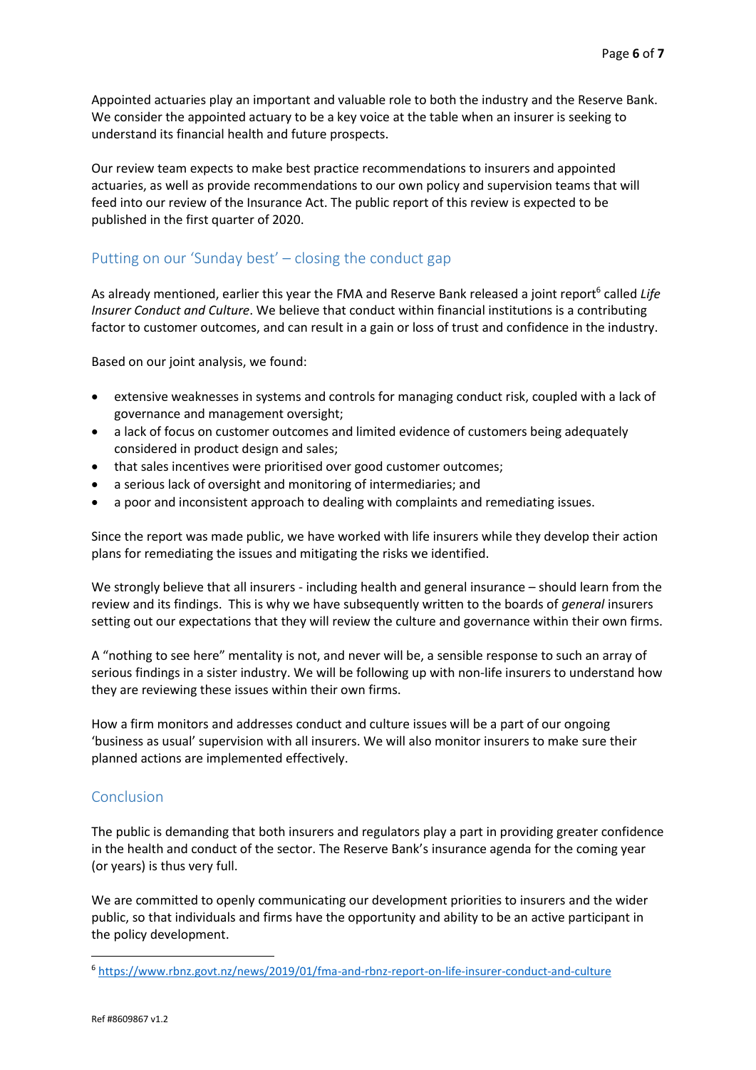Appointed actuaries play an important and valuable role to both the industry and the Reserve Bank. We consider the appointed actuary to be a key voice at the table when an insurer is seeking to understand its financial health and future prospects.

Our review team expects to make best practice recommendations to insurers and appointed actuaries, as well as provide recommendations to our own policy and supervision teams that will feed into our review of the Insurance Act. The public report of this review is expected to be published in the first quarter of 2020.

## Putting on our 'Sunday best' – closing the conduct gap

As already mentioned, earlier this year the FMA and Reserve Bank released a joint report[6] called *Life Insurer Conduct and Culture*. We believe that conduct within financial institutions is a contributing factor to customer outcomes, and can result in a gain or loss of trust and confidence in the industry.

Based on our joint analysis, we found:

- extensive weaknesses in systems and controls for managing conduct risk, coupled with a lack of governance and management oversight;
- a lack of focus on customer outcomes and limited evidence of customers being adequately considered in product design and sales;
- that sales incentives were prioritised over good customer outcomes;
- a serious lack of oversight and monitoring of intermediaries; and
- a poor and inconsistent approach to dealing with complaints and remediating issues.

Since the report was made public, we have worked with life insurers while they develop their action plans for remediating the issues and mitigating the risks we identified.

We strongly believe that all insurers - including health and general insurance – should learn from the review and its findings. This is why we have subsequently written to the boards of *general* insurers setting out our expectations that they will review the culture and governance within their own firms.

A "nothing to see here" mentality is not, and never will be, a sensible response to such an array of serious findings in a sister industry. We will be following up with non-life insurers to understand how they are reviewing these issues within their own firms.

How a firm monitors and addresses conduct and culture issues will be a part of our ongoing 'business as usual' supervision with all insurers. We will also monitor insurers to make sure their planned actions are implemented effectively.

## Conclusion

The public is demanding that both insurers and regulators play a part in providing greater confidence in the health and conduct of the sector. The Reserve Bank's insurance agenda for the coming year (or years) is thus very full.

We are committed to openly communicating our development priorities to insurers and the wider public, so that individuals and firms have the opportunity and ability to be an active participant in the policy development.

---

[6] https://www.rbnz.govt.nz/news/2019/01/fma-and-rbnz-report-on-life-insurer-conduct-and-culture

Ref #8609867 v1.2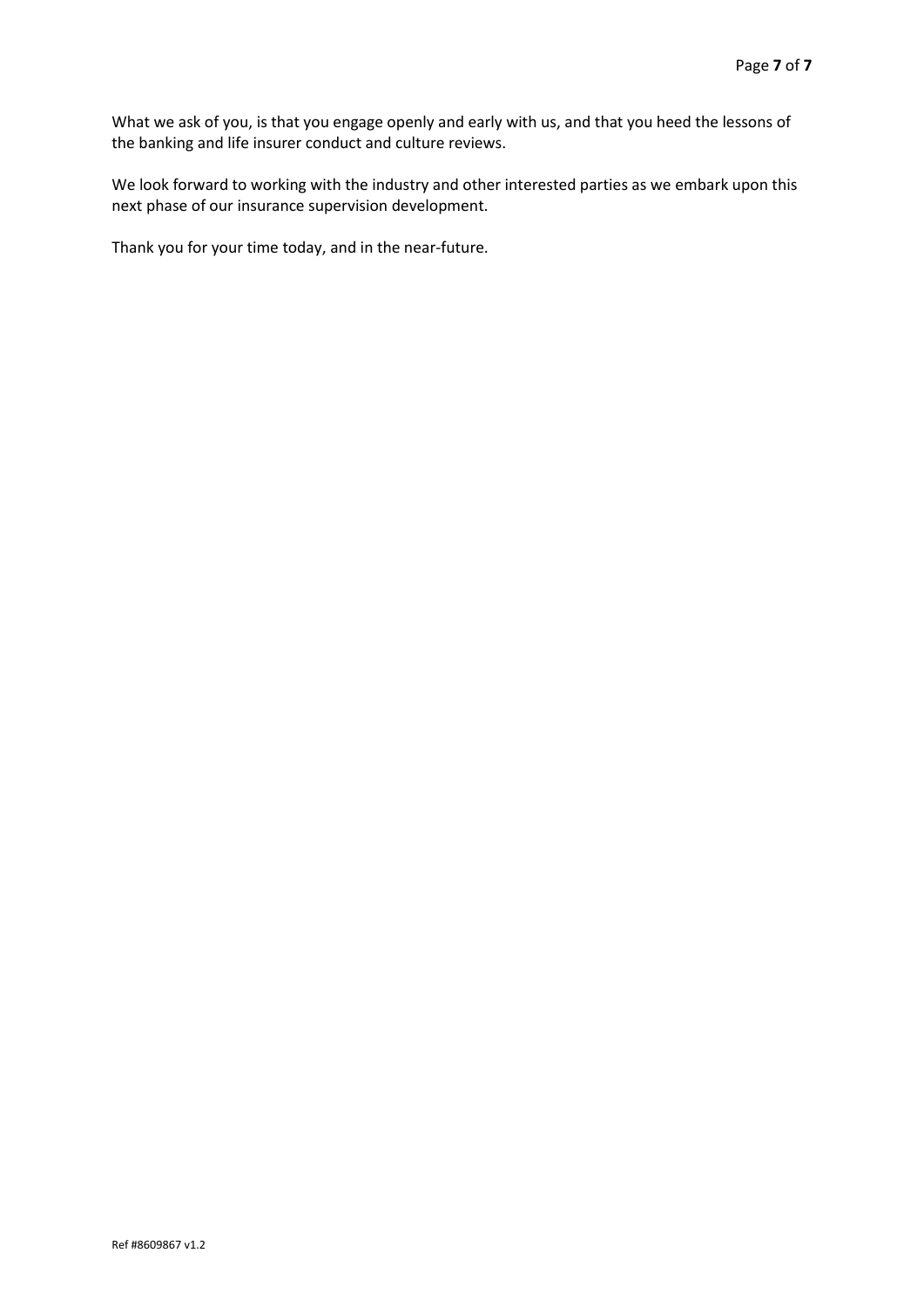What we ask of you, is that you engage openly and early with us, and that you heed the lessons of the banking and life insurer conduct and culture reviews.

We look forward to working with the industry and other interested parties as we embark upon this next phase of our insurance supervision development.

Thank you for your time today, and in the near-future.

Ref #8609867 v1.2